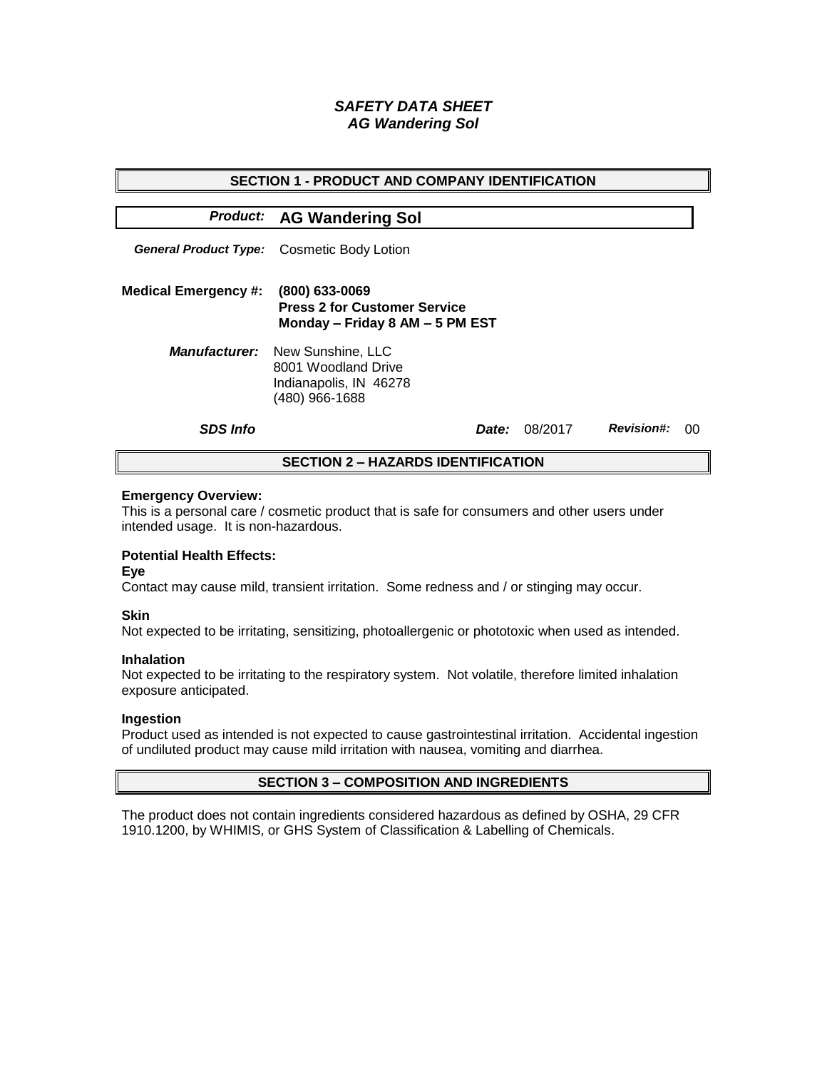# *SAFETY DATA SHEET*
# *AG Wandering Sol*

## SECTION 1 - PRODUCT AND COMPANY IDENTIFICATION

***Product:*** **AG Wandering Sol**

***General Product Type:*** Cosmetic Body Lotion

**Medical Emergency #:** **(800) 633-0069**
**Press 2 for Customer Service**
**Monday – Friday 8 AM – 5 PM EST**

***Manufacturer:*** New Sunshine, LLC
8001 Woodland Drive
Indianapolis, IN 46278
(480) 966-1688

***SDS Info*** ***Date:*** 08/2017 ***Revision#:*** 00

## SECTION 2 – HAZARDS IDENTIFICATION

**Emergency Overview:**
This is a personal care / cosmetic product that is safe for consumers and other users under intended usage. It is non-hazardous.

**Potential Health Effects:**

**Eye**
Contact may cause mild, transient irritation. Some redness and / or stinging may occur.

**Skin**
Not expected to be irritating, sensitizing, photoallergenic or phototoxic when used as intended.

**Inhalation**
Not expected to be irritating to the respiratory system. Not volatile, therefore limited inhalation exposure anticipated.

**Ingestion**
Product used as intended is not expected to cause gastrointestinal irritation. Accidental ingestion of undiluted product may cause mild irritation with nausea, vomiting and diarrhea.

## SECTION 3 – COMPOSITION AND INGREDIENTS

The product does not contain ingredients considered hazardous as defined by OSHA, 29 CFR 1910.1200, by WHIMIS, or GHS System of Classification & Labelling of Chemicals.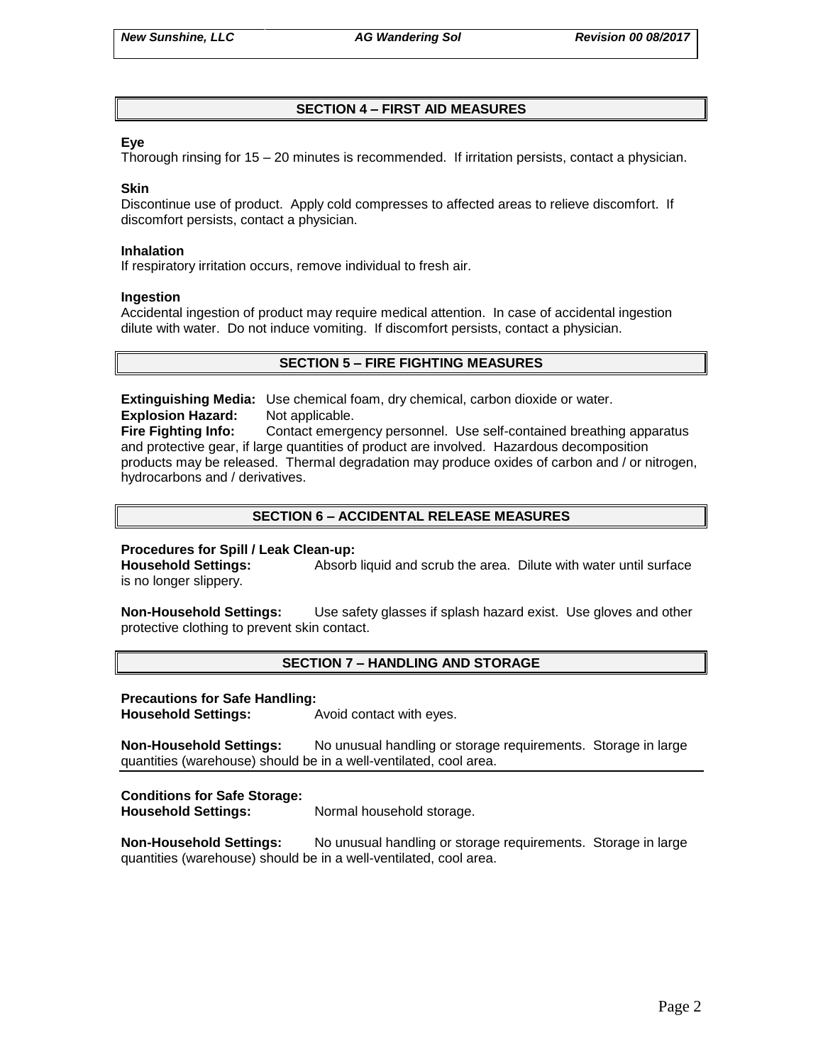## SECTION 4 – FIRST AID MEASURES

**Eye**
Thorough rinsing for 15 – 20 minutes is recommended. If irritation persists, contact a physician.

**Skin**
Discontinue use of product. Apply cold compresses to affected areas to relieve discomfort. If discomfort persists, contact a physician.

**Inhalation**
If respiratory irritation occurs, remove individual to fresh air.

**Ingestion**
Accidental ingestion of product may require medical attention. In case of accidental ingestion dilute with water. Do not induce vomiting. If discomfort persists, contact a physician.

## SECTION 5 – FIRE FIGHTING MEASURES

**Extinguishing Media:** Use chemical foam, dry chemical, carbon dioxide or water.
**Explosion Hazard:** Not applicable.
**Fire Fighting Info:** Contact emergency personnel. Use self-contained breathing apparatus and protective gear, if large quantities of product are involved. Hazardous decomposition products may be released. Thermal degradation may produce oxides of carbon and / or nitrogen, hydrocarbons and / derivatives.

## SECTION 6 – ACCIDENTAL RELEASE MEASURES

**Procedures for Spill / Leak Clean-up:**
**Household Settings:** Absorb liquid and scrub the area. Dilute with water until surface is no longer slippery.

**Non-Household Settings:** Use safety glasses if splash hazard exist. Use gloves and other protective clothing to prevent skin contact.

## SECTION 7 – HANDLING AND STORAGE

**Precautions for Safe Handling:**
**Household Settings:** Avoid contact with eyes.

**Non-Household Settings:** No unusual handling or storage requirements. Storage in large quantities (warehouse) should be in a well-ventilated, cool area.

**Conditions for Safe Storage:**
**Household Settings:** Normal household storage.

**Non-Household Settings:** No unusual handling or storage requirements. Storage in large quantities (warehouse) should be in a well-ventilated, cool area.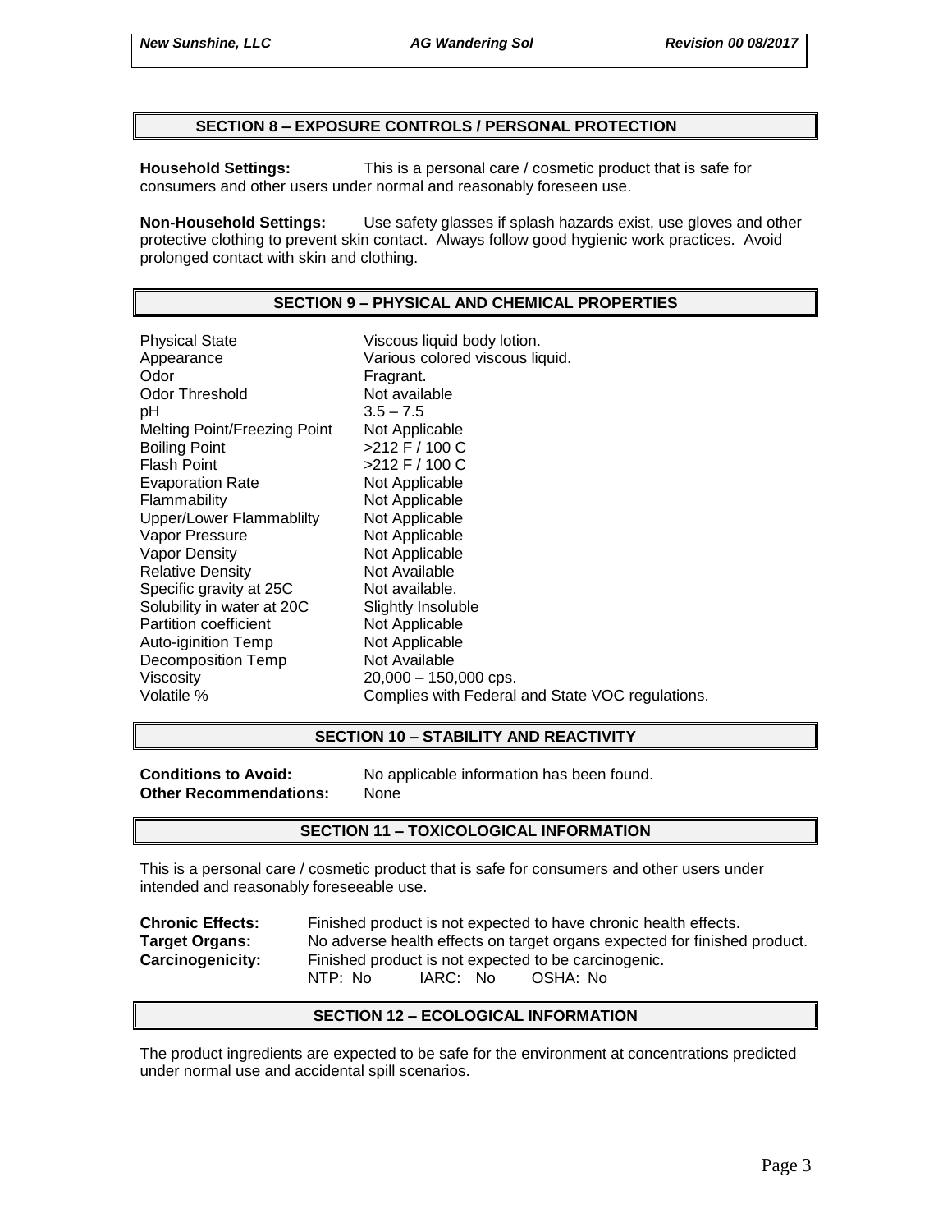## SECTION 8 – EXPOSURE CONTROLS / PERSONAL PROTECTION

**Household Settings:** This is a personal care / cosmetic product that is safe for consumers and other users under normal and reasonably foreseen use.

**Non-Household Settings:** Use safety glasses if splash hazards exist, use gloves and other protective clothing to prevent skin contact. Always follow good hygienic work practices. Avoid prolonged contact with skin and clothing.

## SECTION 9 – PHYSICAL AND CHEMICAL PROPERTIES

| | |
|---|---|
| Physical State | Viscous liquid body lotion. |
| Appearance | Various colored viscous liquid. |
| Odor | Fragrant. |
| Odor Threshold | Not available |
| pH | 3.5 – 7.5 |
| Melting Point/Freezing Point | Not Applicable |
| Boiling Point | >212 F / 100 C |
| Flash Point | >212 F / 100 C |
| Evaporation Rate | Not Applicable |
| Flammability | Not Applicable |
| Upper/Lower Flammablilty | Not Applicable |
| Vapor Pressure | Not Applicable |
| Vapor Density | Not Applicable |
| Relative Density | Not Available |
| Specific gravity at 25C | Not available. |
| Solubility in water at 20C | Slightly Insoluble |
| Partition coefficient | Not Applicable |
| Auto-iginition Temp | Not Applicable |
| Decomposition Temp | Not Available |
| Viscosity | 20,000 – 150,000 cps. |
| Volatile % | Complies with Federal and State VOC regulations. |

## SECTION 10 – STABILITY AND REACTIVITY

**Conditions to Avoid:** No applicable information has been found.
**Other Recommendations:** None

## SECTION 11 – TOXICOLOGICAL INFORMATION

This is a personal care / cosmetic product that is safe for consumers and other users under intended and reasonably foreseeable use.

**Chronic Effects:** Finished product is not expected to have chronic health effects.
**Target Organs:** No adverse health effects on target organs expected for finished product.
**Carcinogenicity:** Finished product is not expected to be carcinogenic.
NTP: No IARC: No OSHA: No

## SECTION 12 – ECOLOGICAL INFORMATION

The product ingredients are expected to be safe for the environment at concentrations predicted under normal use and accidental spill scenarios.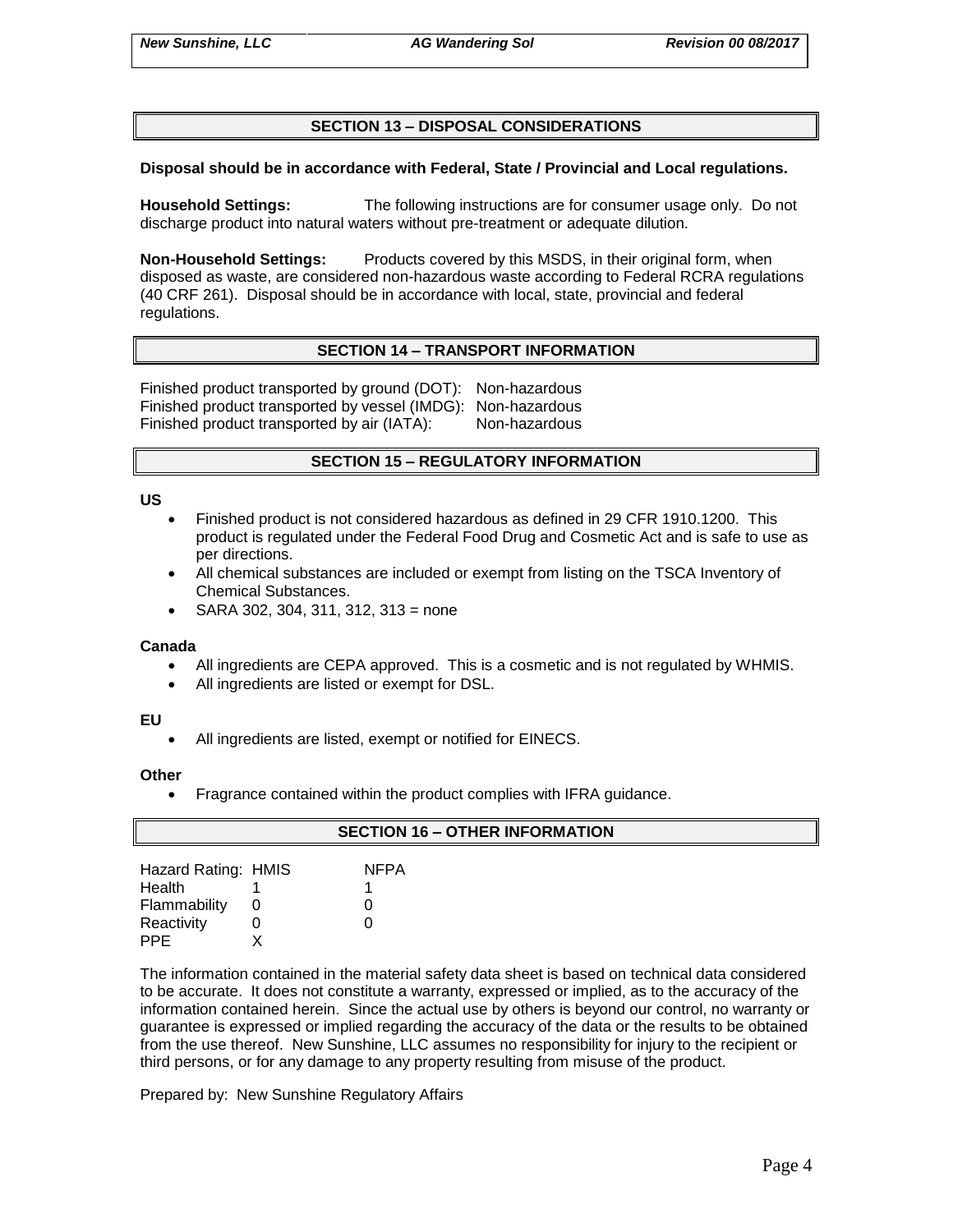## SECTION 13 – DISPOSAL CONSIDERATIONS

**Disposal should be in accordance with Federal, State / Provincial and Local regulations.**

**Household Settings:** The following instructions are for consumer usage only. Do not discharge product into natural waters without pre-treatment or adequate dilution.

**Non-Household Settings:** Products covered by this MSDS, in their original form, when disposed as waste, are considered non-hazardous waste according to Federal RCRA regulations (40 CRF 261). Disposal should be in accordance with local, state, provincial and federal regulations.

## SECTION 14 – TRANSPORT INFORMATION

| | |
|---|---|
| Finished product transported by ground (DOT): | Non-hazardous |
| Finished product transported by vessel (IMDG): | Non-hazardous |
| Finished product transported by air (IATA): | Non-hazardous |

## SECTION 15 – REGULATORY INFORMATION

**US**

- Finished product is not considered hazardous as defined in 29 CFR 1910.1200. This product is regulated under the Federal Food Drug and Cosmetic Act and is safe to use as per directions.
- All chemical substances are included or exempt from listing on the TSCA Inventory of Chemical Substances.
- SARA 302, 304, 311, 312, 313 = none

**Canada**

- All ingredients are CEPA approved. This is a cosmetic and is not regulated by WHMIS.
- All ingredients are listed or exempt for DSL.

**EU**

- All ingredients are listed, exempt or notified for EINECS.

**Other**

- Fragrance contained within the product complies with IFRA guidance.

## SECTION 16 – OTHER INFORMATION

| Hazard Rating: | HMIS | NFPA |
|---|---|---|
| Health | 1 | 1 |
| Flammability | 0 | 0 |
| Reactivity | 0 | 0 |
| PPE | X | |

The information contained in the material safety data sheet is based on technical data considered to be accurate. It does not constitute a warranty, expressed or implied, as to the accuracy of the information contained herein. Since the actual use by others is beyond our control, no warranty or guarantee is expressed or implied regarding the accuracy of the data or the results to be obtained from the use thereof. New Sunshine, LLC assumes no responsibility for injury to the recipient or third persons, or for any damage to any property resulting from misuse of the product.

Prepared by: New Sunshine Regulatory Affairs